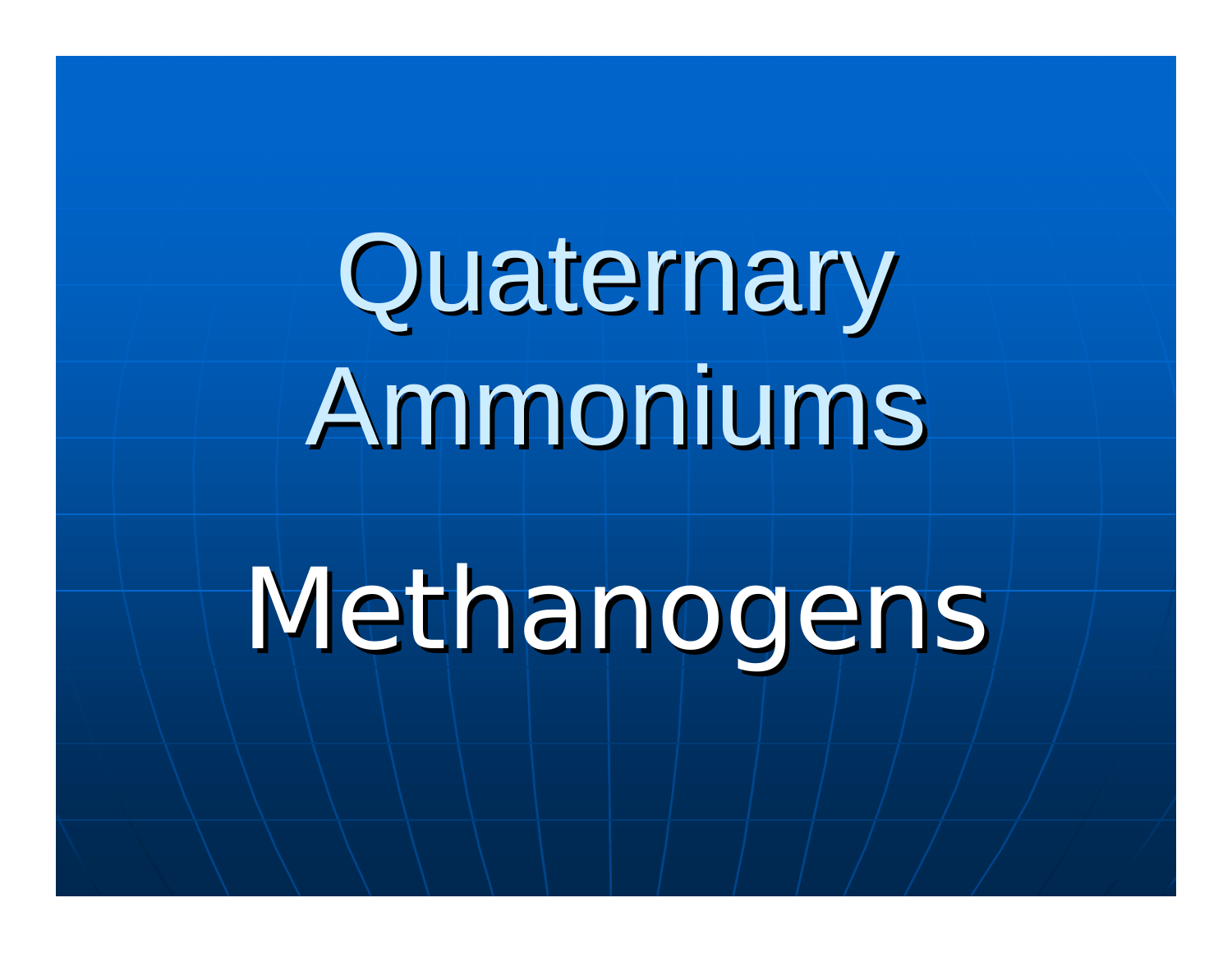# Quaternary Ammoniums

# Methanogens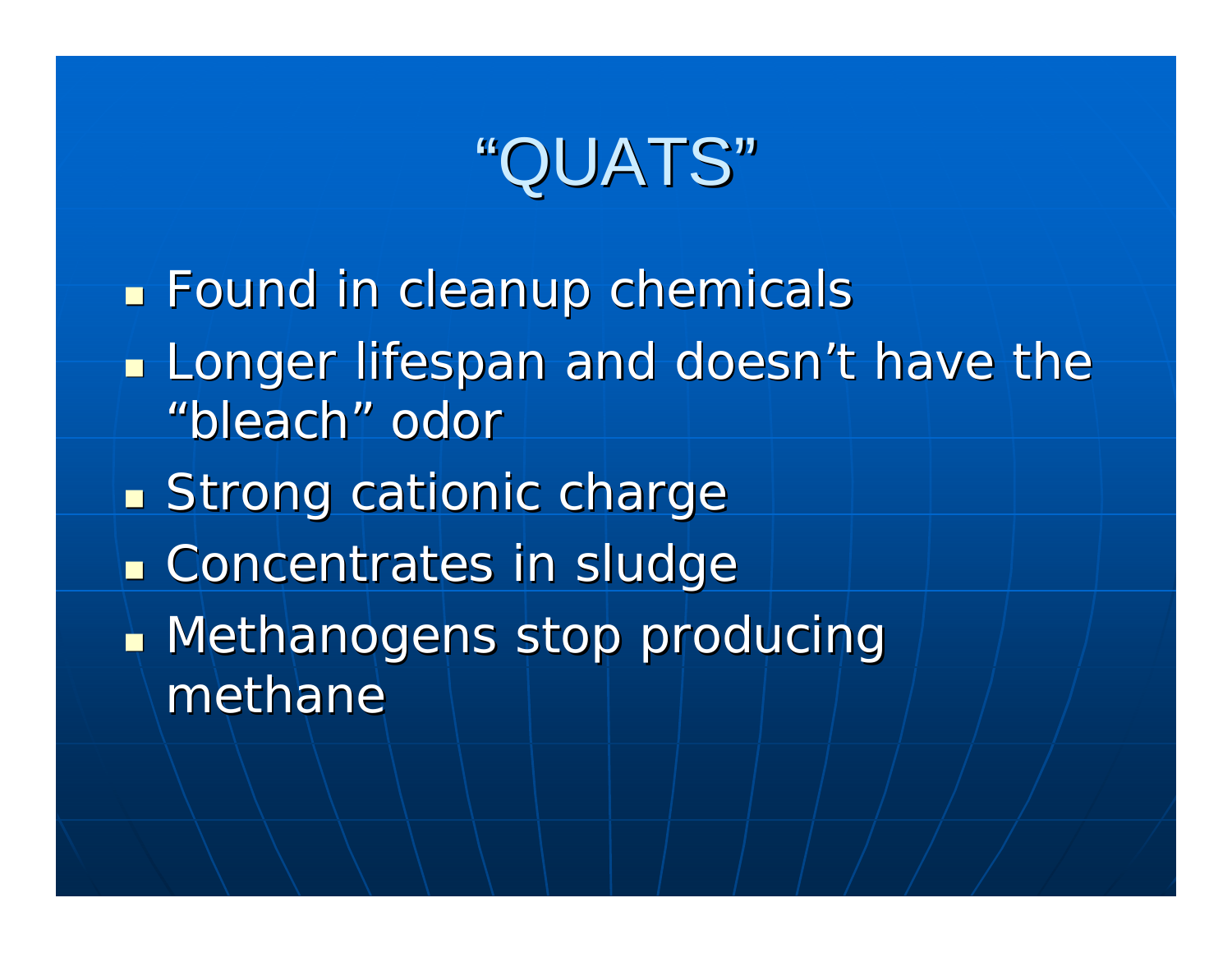# “QUATS”

- Found in cleanup chemicals
- Longer lifespan and doesn’t have the “bleach” odor
- Strong cationic charge
- Concentrates in sludge
- Methanogens stop producing methane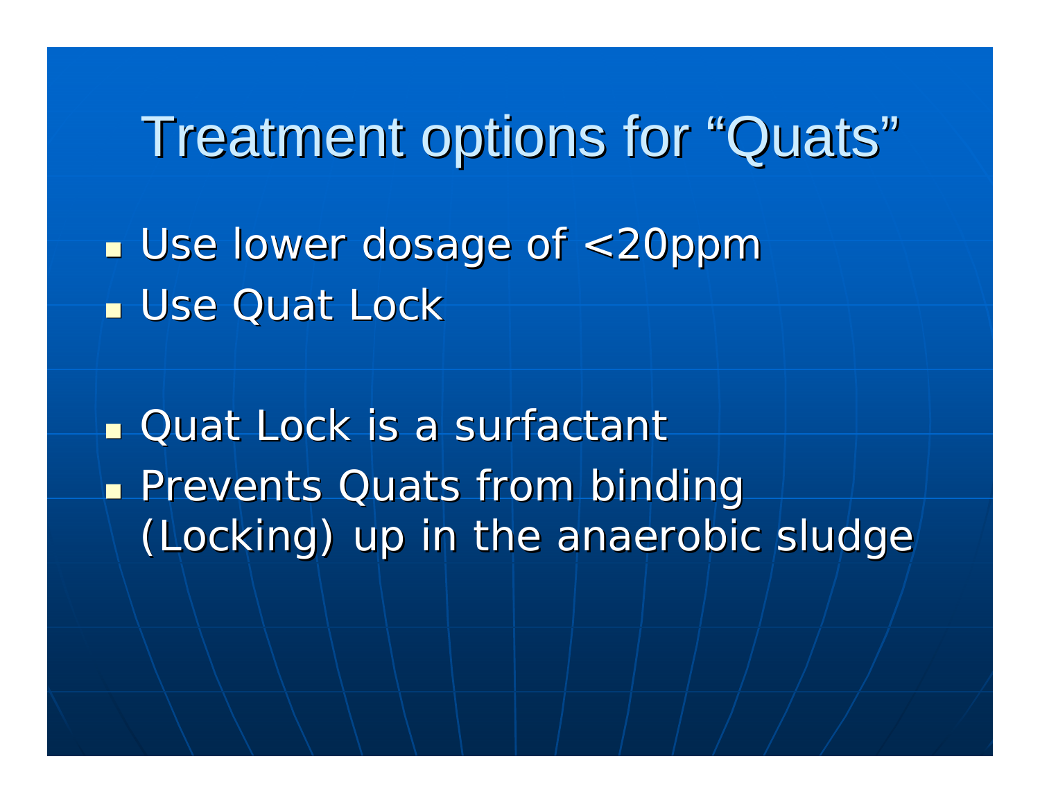# Treatment options for "Quats"

- Use lower dosage of <20ppm
- Use Quat Lock

- Quat Lock is a surfactant
- Prevents Quats from binding (Locking) up in the anaerobic sludge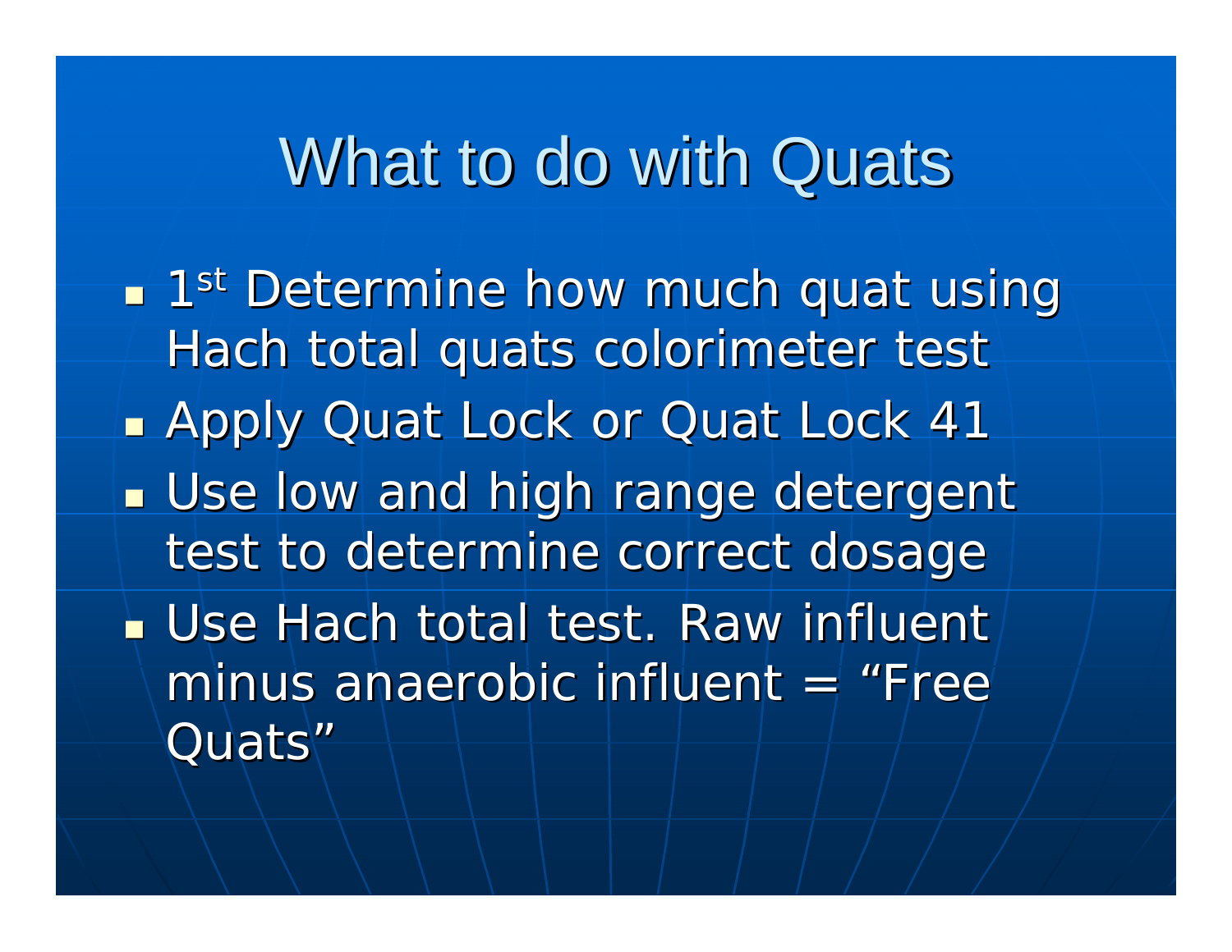# What to do with Quats

- 1st Determine how much quat using Hach total quats colorimeter test
- Apply Quat Lock or Quat Lock 41
- Use low and high range detergent test to determine correct dosage
- Use Hach total test. Raw influent minus anaerobic influent = “Free Quats”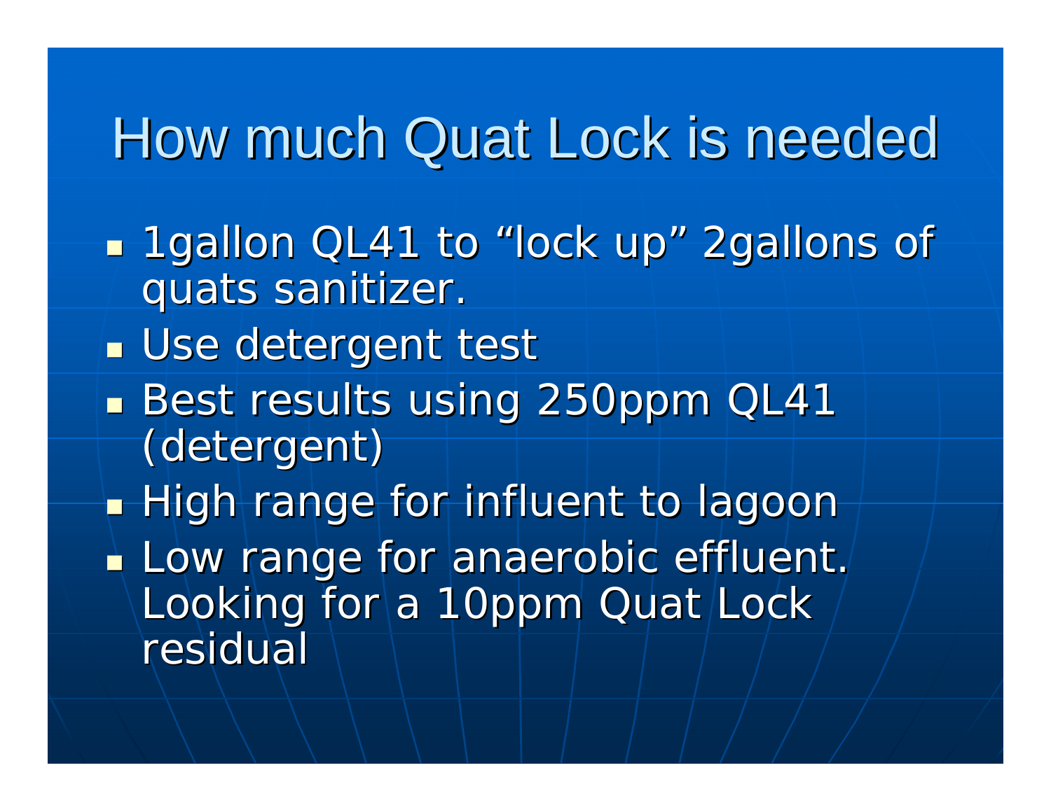# How much Quat Lock is needed

- 1gallon QL41 to “lock up” 2gallons of quats sanitizer.
- Use detergent test
- Best results using 250ppm QL41 (detergent)
- High range for influent to lagoon
- Low range for anaerobic effluent. Looking for a 10ppm Quat Lock residual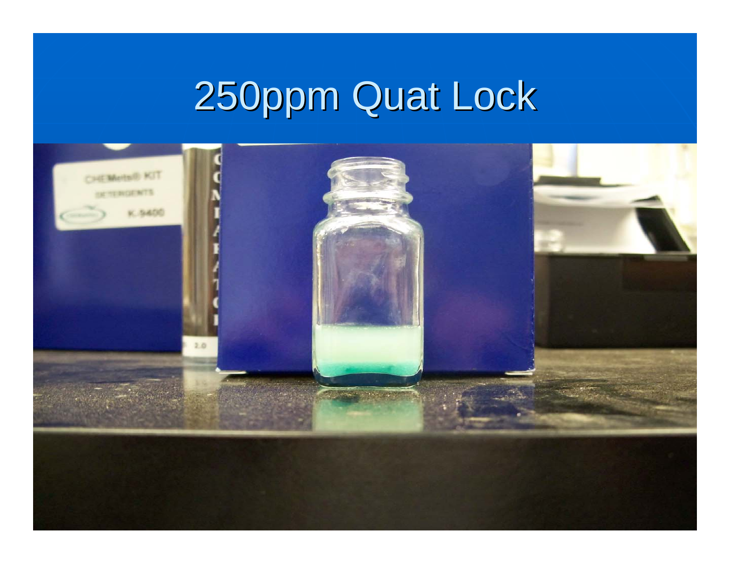# 250ppm Quat Lock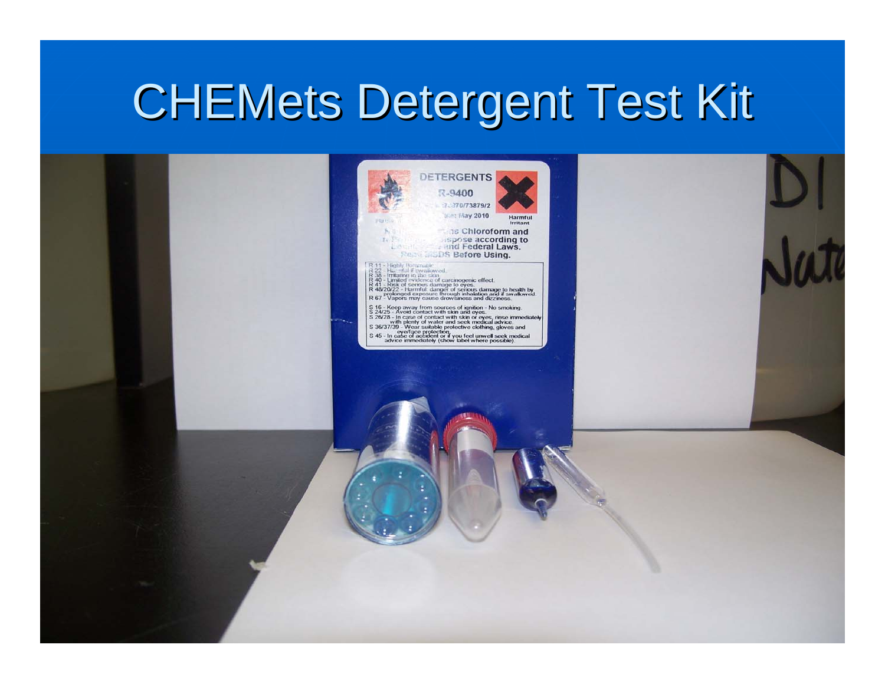# CHEMets Detergent Test Kit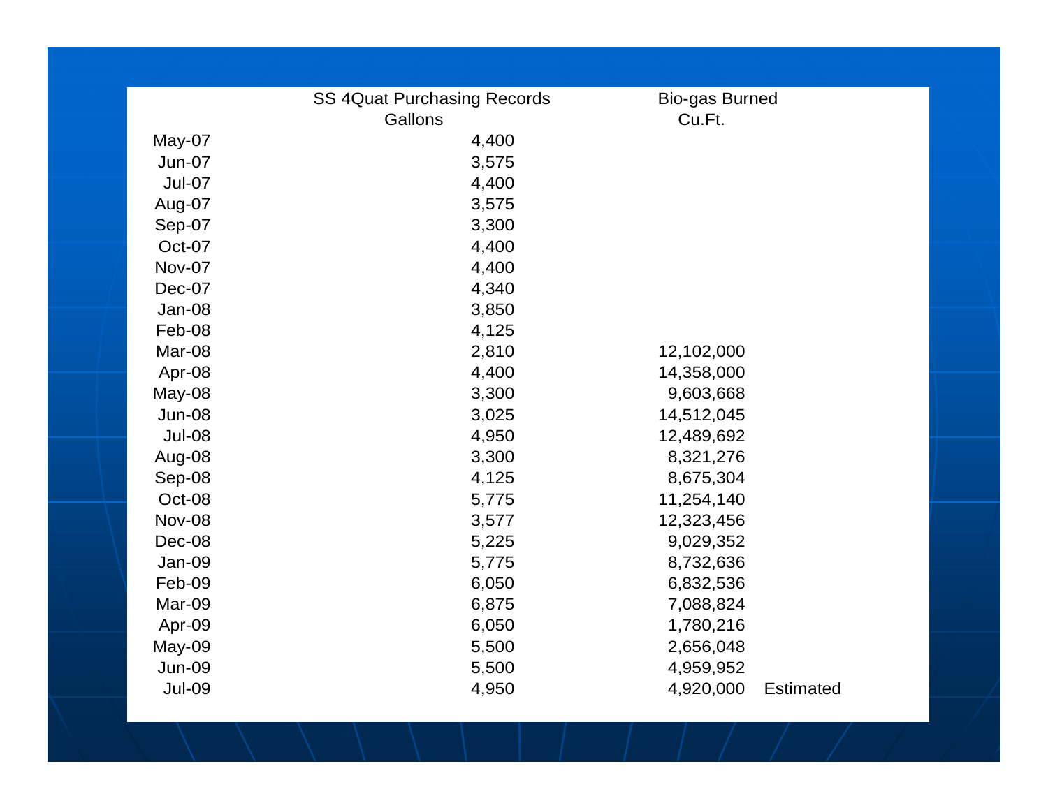| | SS 4Quat Purchasing Records Gallons | Bio-gas Burned Cu.Ft. | |
|---|---|---|---|
| May-07 | 4,400 | | |
| Jun-07 | 3,575 | | |
| Jul-07 | 4,400 | | |
| Aug-07 | 3,575 | | |
| Sep-07 | 3,300 | | |
| Oct-07 | 4,400 | | |
| Nov-07 | 4,400 | | |
| Dec-07 | 4,340 | | |
| Jan-08 | 3,850 | | |
| Feb-08 | 4,125 | | |
| Mar-08 | 2,810 | 12,102,000 | |
| Apr-08 | 4,400 | 14,358,000 | |
| May-08 | 3,300 | 9,603,668 | |
| Jun-08 | 3,025 | 14,512,045 | |
| Jul-08 | 4,950 | 12,489,692 | |
| Aug-08 | 3,300 | 8,321,276 | |
| Sep-08 | 4,125 | 8,675,304 | |
| Oct-08 | 5,775 | 11,254,140 | |
| Nov-08 | 3,577 | 12,323,456 | |
| Dec-08 | 5,225 | 9,029,352 | |
| Jan-09 | 5,775 | 8,732,636 | |
| Feb-09 | 6,050 | 6,832,536 | |
| Mar-09 | 6,875 | 7,088,824 | |
| Apr-09 | 6,050 | 1,780,216 | |
| May-09 | 5,500 | 2,656,048 | |
| Jun-09 | 5,500 | 4,959,952 | |
| Jul-09 | 4,950 | 4,920,000 | Estimated |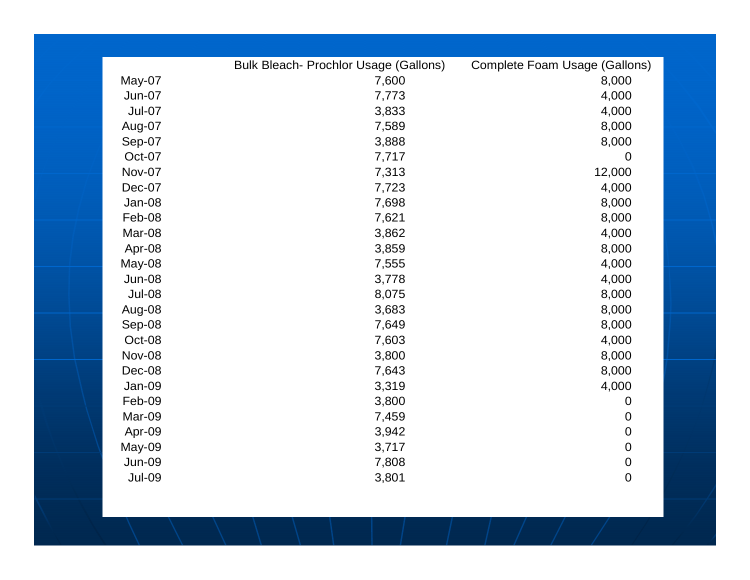| | Bulk Bleach- Prochlor Usage (Gallons) | Complete Foam Usage (Gallons) |
|---|---|---|
| May-07 | 7,600 | 8,000 |
| Jun-07 | 7,773 | 4,000 |
| Jul-07 | 3,833 | 4,000 |
| Aug-07 | 7,589 | 8,000 |
| Sep-07 | 3,888 | 8,000 |
| Oct-07 | 7,717 | 0 |
| Nov-07 | 7,313 | 12,000 |
| Dec-07 | 7,723 | 4,000 |
| Jan-08 | 7,698 | 8,000 |
| Feb-08 | 7,621 | 8,000 |
| Mar-08 | 3,862 | 4,000 |
| Apr-08 | 3,859 | 8,000 |
| May-08 | 7,555 | 4,000 |
| Jun-08 | 3,778 | 4,000 |
| Jul-08 | 8,075 | 8,000 |
| Aug-08 | 3,683 | 8,000 |
| Sep-08 | 7,649 | 8,000 |
| Oct-08 | 7,603 | 4,000 |
| Nov-08 | 3,800 | 8,000 |
| Dec-08 | 7,643 | 8,000 |
| Jan-09 | 3,319 | 4,000 |
| Feb-09 | 3,800 | 0 |
| Mar-09 | 7,459 | 0 |
| Apr-09 | 3,942 | 0 |
| May-09 | 3,717 | 0 |
| Jun-09 | 7,808 | 0 |
| Jul-09 | 3,801 | 0 |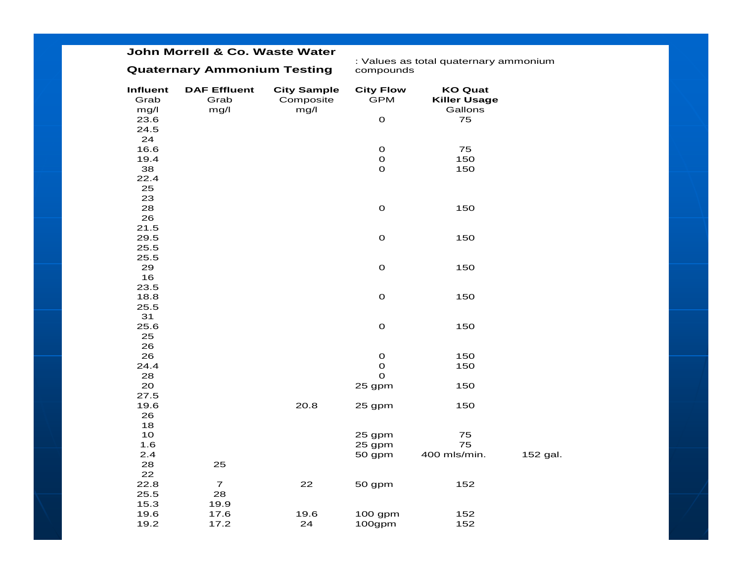**John Morrell & Co. Waste Water**

**Quaternary Ammonium Testing**

: Values as total quaternary ammonium compounds

| **Influent** Grab mg/l | **DAF Effluent** Grab mg/l | **City Sample** Composite mg/l | **City Flow** GPM | **KO Quat Killer Usage** Gallons | |
|---|---|---|---|---|---|
| 23.6 | | | 0 | 75 | |
| 24.5 | | | | | |
| 24 | | | | | |
| 16.6 | | | 0 | 75 | |
| 19.4 | | | 0 | 150 | |
| 38 | | | 0 | 150 | |
| 22.4 | | | | | |
| 25 | | | | | |
| 23 | | | | | |
| 28 | | | 0 | 150 | |
| 26 | | | | | |
| 21.5 | | | | | |
| 29.5 | | | 0 | 150 | |
| 25.5 | | | | | |
| 25.5 | | | | | |
| 29 | | | 0 | 150 | |
| 16 | | | | | |
| 23.5 | | | | | |
| 18.8 | | | 0 | 150 | |
| 25.5 | | | | | |
| 31 | | | | | |
| 25.6 | | | 0 | 150 | |
| 25 | | | | | |
| 26 | | | | | |
| 26 | | | 0 | 150 | |
| 24.4 | | | 0 | 150 | |
| 28 | | | 0 | | |
| 20 | | | 25 gpm | 150 | |
| 27.5 | | | | | |
| 19.6 | | 20.8 | 25 gpm | 150 | |
| 26 | | | | | |
| 18 | | | | | |
| 10 | | | 25 gpm | 75 | |
| 1.6 | | | 25 gpm | 75 | |
| 2.4 | | | 50 gpm | 400 mls/min. | 152 gal. |
| 28 | 25 | | | | |
| 22 | | | | | |
| 22.8 | 7 | 22 | 50 gpm | 152 | |
| 25.5 | 28 | | | | |
| 15.3 | 19.9 | | | | |
| 19.6 | 17.6 | 19.6 | 100 gpm | 152 | |
| 19.2 | 17.2 | 24 | 100gpm | 152 | |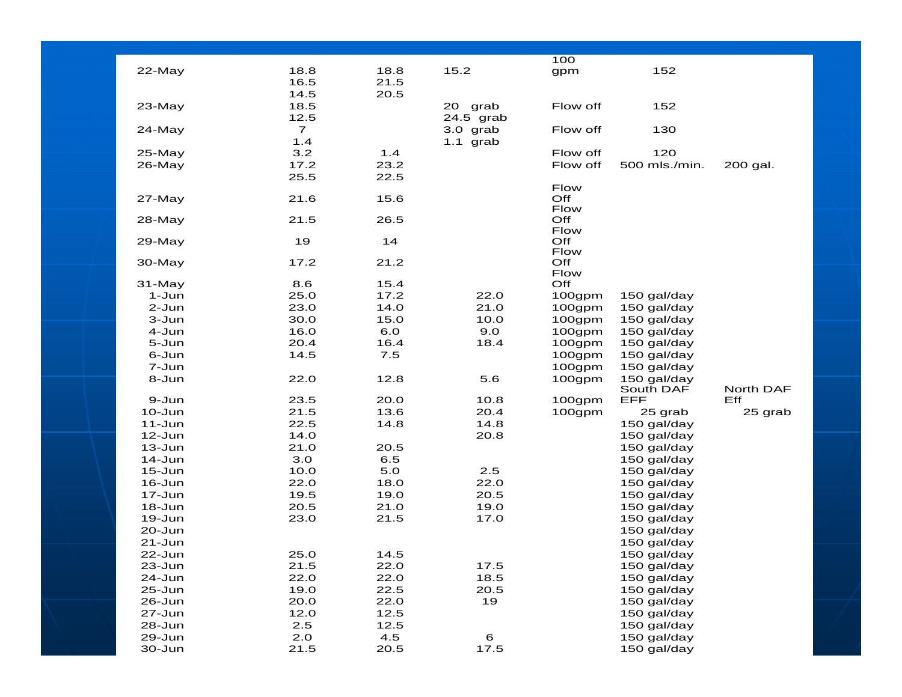| | | | | | | |
|---|---|---|---|---|---|---|
| 22-May | 18.8 | 18.8 | 15.2 | 100 gpm | 152 | |
| | 16.5 | 21.5 | | | | |
| | 14.5 | 20.5 | | | | |
| 23-May | 18.5 | | 20 grab | Flow off | 152 | |
| | 12.5 | | 24.5 grab | | | |
| 24-May | 7 | | 3.0 grab | Flow off | 130 | |
| | 1.4 | | 1.1 grab | | | |
| 25-May | 3.2 | 1.4 | | Flow off | 120 | |
| 26-May | 17.2 | 23.2 | | Flow off | 500 mls./min. | 200 gal. |
| | 25.5 | 22.5 | | | | |
| 27-May | 21.6 | 15.6 | | Flow Off | | |
| 28-May | 21.5 | 26.5 | | Flow Off | | |
| 29-May | 19 | 14 | | Flow Off | | |
| 30-May | 17.2 | 21.2 | | Flow Off | | |
| 31-May | 8.6 | 15.4 | | Flow Off | | |
| 1-Jun | 25.0 | 17.2 | 22.0 | 100gpm | 150 gal/day | |
| 2-Jun | 23.0 | 14.0 | 21.0 | 100gpm | 150 gal/day | |
| 3-Jun | 30.0 | 15.0 | 10.0 | 100gpm | 150 gal/day | |
| 4-Jun | 16.0 | 6.0 | 9.0 | 100gpm | 150 gal/day | |
| 5-Jun | 20.4 | 16.4 | 18.4 | 100gpm | 150 gal/day | |
| 6-Jun | 14.5 | 7.5 | | 100gpm | 150 gal/day | |
| 7-Jun | | | | 100gpm | 150 gal/day | |
| 8-Jun | 22.0 | 12.8 | 5.6 | 100gpm | 150 gal/day | |
| 9-Jun | 23.5 | 20.0 | 10.8 | 100gpm | South DAF EFF | North DAF Eff |
| 10-Jun | 21.5 | 13.6 | 20.4 | 100gpm | 25 grab | 25 grab |
| 11-Jun | 22.5 | 14.8 | 14.8 | | 150 gal/day | |
| 12-Jun | 14.0 | | 20.8 | | 150 gal/day | |
| 13-Jun | 21.0 | 20.5 | | | 150 gal/day | |
| 14-Jun | 3.0 | 6.5 | | | 150 gal/day | |
| 15-Jun | 10.0 | 5.0 | 2.5 | | 150 gal/day | |
| 16-Jun | 22.0 | 18.0 | 22.0 | | 150 gal/day | |
| 17-Jun | 19.5 | 19.0 | 20.5 | | 150 gal/day | |
| 18-Jun | 20.5 | 21.0 | 19.0 | | 150 gal/day | |
| 19-Jun | 23.0 | 21.5 | 17.0 | | 150 gal/day | |
| 20-Jun | | | | | 150 gal/day | |
| 21-Jun | | | | | 150 gal/day | |
| 22-Jun | 25.0 | 14.5 | | | 150 gal/day | |
| 23-Jun | 21.5 | 22.0 | 17.5 | | 150 gal/day | |
| 24-Jun | 22.0 | 22.0 | 18.5 | | 150 gal/day | |
| 25-Jun | 19.0 | 22.5 | 20.5 | | 150 gal/day | |
| 26-Jun | 20.0 | 22.0 | 19 | | 150 gal/day | |
| 27-Jun | 12.0 | 12.5 | | | 150 gal/day | |
| 28-Jun | 2.5 | 12.5 | | | 150 gal/day | |
| 29-Jun | 2.0 | 4.5 | 6 | | 150 gal/day | |
| 30-Jun | 21.5 | 20.5 | 17.5 | | 150 gal/day | |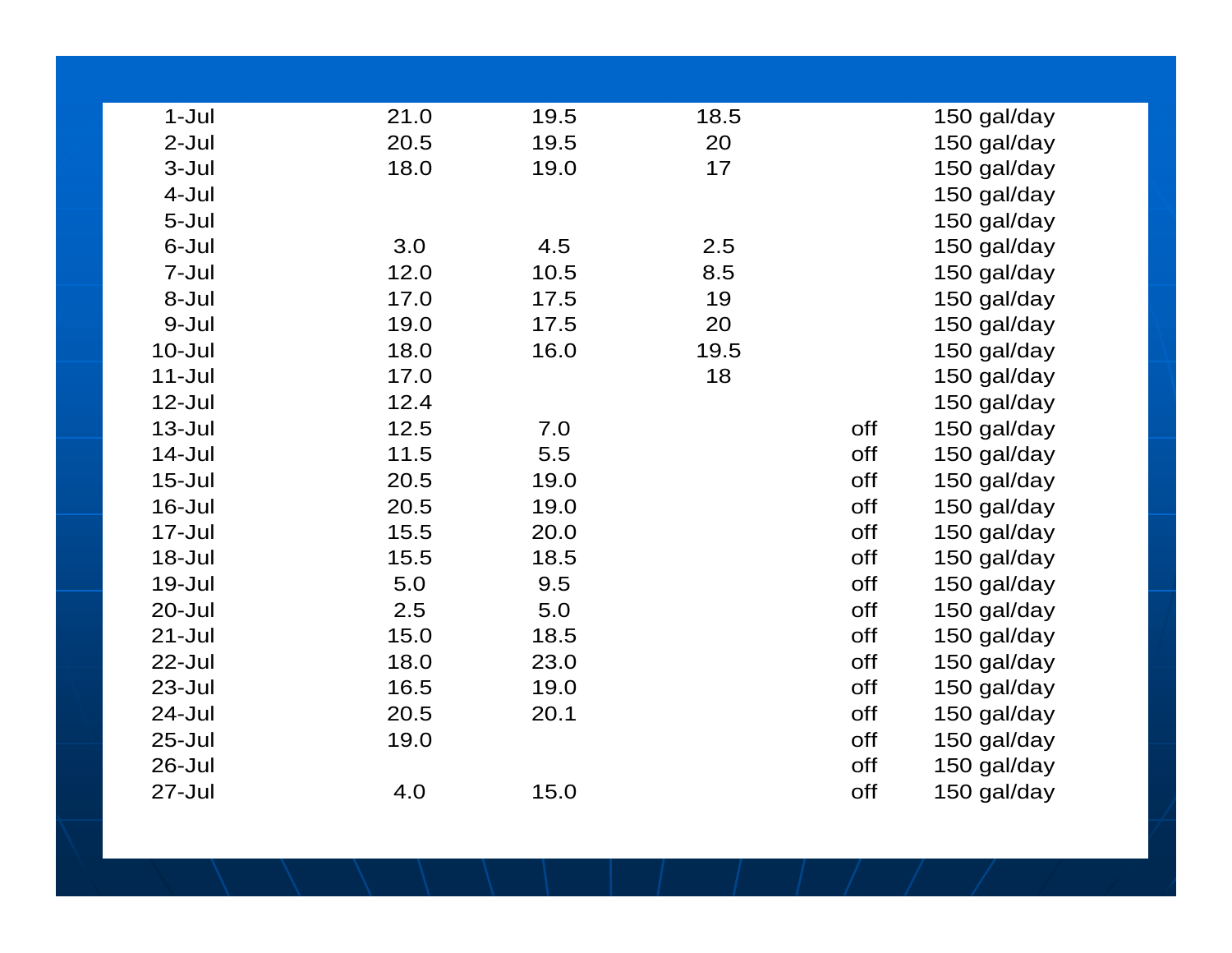| | | | | | |
|---|---|---|---|---|---|
| 1-Jul | 21.0 | 19.5 | 18.5 | | 150 gal/day |
| 2-Jul | 20.5 | 19.5 | 20 | | 150 gal/day |
| 3-Jul | 18.0 | 19.0 | 17 | | 150 gal/day |
| 4-Jul | | | | | 150 gal/day |
| 5-Jul | | | | | 150 gal/day |
| 6-Jul | 3.0 | 4.5 | 2.5 | | 150 gal/day |
| 7-Jul | 12.0 | 10.5 | 8.5 | | 150 gal/day |
| 8-Jul | 17.0 | 17.5 | 19 | | 150 gal/day |
| 9-Jul | 19.0 | 17.5 | 20 | | 150 gal/day |
| 10-Jul | 18.0 | 16.0 | 19.5 | | 150 gal/day |
| 11-Jul | 17.0 | | 18 | | 150 gal/day |
| 12-Jul | 12.4 | | | | 150 gal/day |
| 13-Jul | 12.5 | 7.0 | | off | 150 gal/day |
| 14-Jul | 11.5 | 5.5 | | off | 150 gal/day |
| 15-Jul | 20.5 | 19.0 | | off | 150 gal/day |
| 16-Jul | 20.5 | 19.0 | | off | 150 gal/day |
| 17-Jul | 15.5 | 20.0 | | off | 150 gal/day |
| 18-Jul | 15.5 | 18.5 | | off | 150 gal/day |
| 19-Jul | 5.0 | 9.5 | | off | 150 gal/day |
| 20-Jul | 2.5 | 5.0 | | off | 150 gal/day |
| 21-Jul | 15.0 | 18.5 | | off | 150 gal/day |
| 22-Jul | 18.0 | 23.0 | | off | 150 gal/day |
| 23-Jul | 16.5 | 19.0 | | off | 150 gal/day |
| 24-Jul | 20.5 | 20.1 | | off | 150 gal/day |
| 25-Jul | 19.0 | | | off | 150 gal/day |
| 26-Jul | | | | off | 150 gal/day |
| 27-Jul | 4.0 | 15.0 | | off | 150 gal/day |